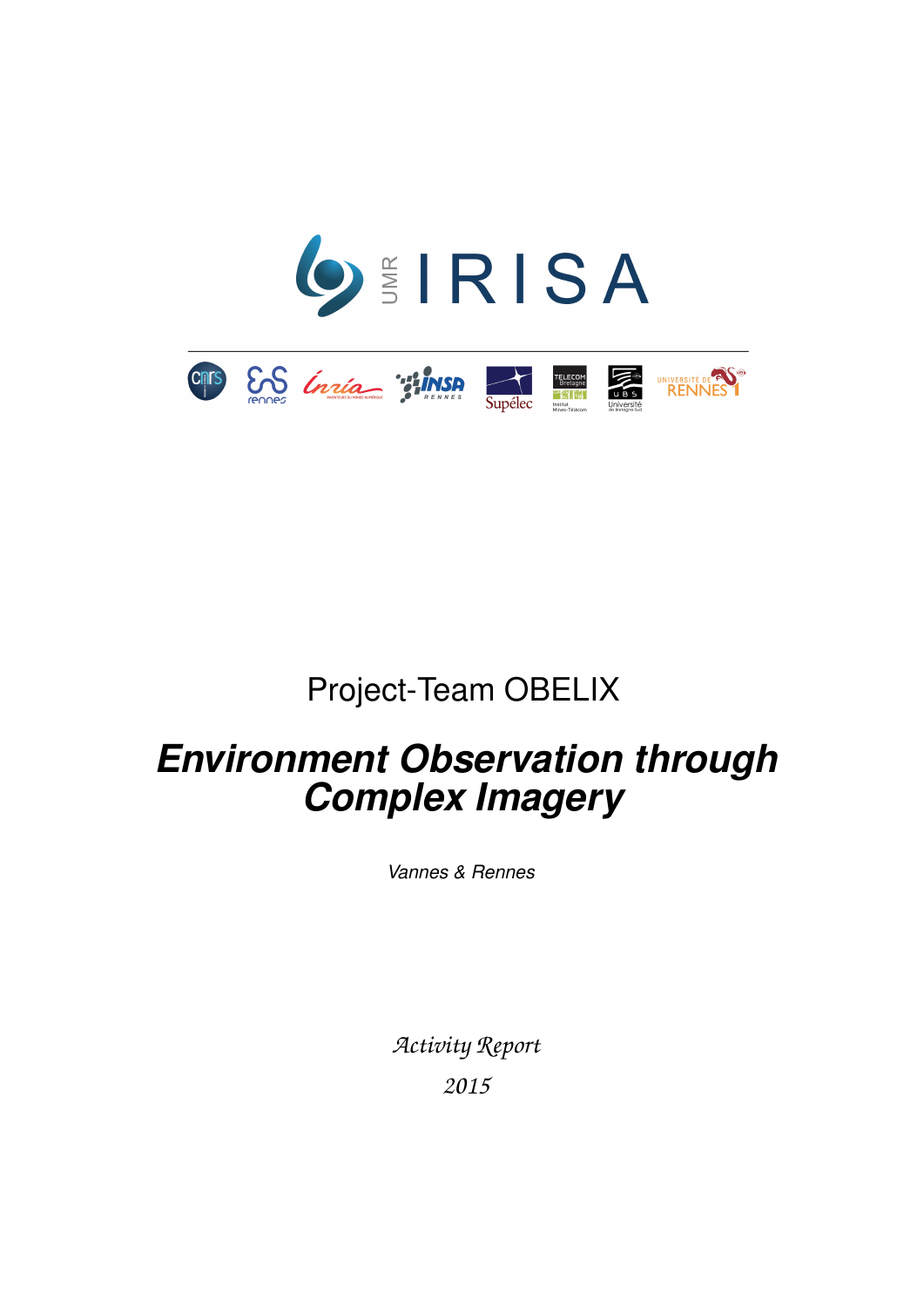# Project-Team OBELIX

## *Environment Observation through Complex Imagery*

*Vannes & Rennes*

*Activity Report*

*2015*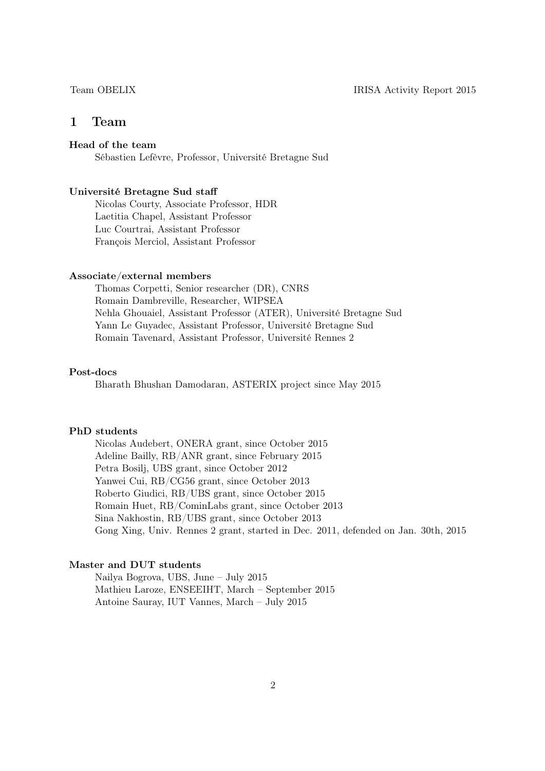# 1 Team

**Head of the team**

Sébastien Lefèvre, Professor, Université Bretagne Sud

**Université Bretagne Sud staff**

Nicolas Courty, Associate Professor, HDR
Laetitia Chapel, Assistant Professor
Luc Courtrai, Assistant Professor
François Merciol, Assistant Professor

**Associate/external members**

Thomas Corpetti, Senior researcher (DR), CNRS
Romain Dambreville, Researcher, WIPSEA
Nehla Ghouaiel, Assistant Professor (ATER), Université Bretagne Sud
Yann Le Guyadec, Assistant Professor, Université Bretagne Sud
Romain Tavenard, Assistant Professor, Université Rennes 2

**Post-docs**

Bharath Bhushan Damodaran, ASTERIX project since May 2015

**PhD students**

Nicolas Audebert, ONERA grant, since October 2015
Adeline Bailly, RB/ANR grant, since February 2015
Petra Bosilj, UBS grant, since October 2012
Yanwei Cui, RB/CG56 grant, since October 2013
Roberto Giudici, RB/UBS grant, since October 2015
Romain Huet, RB/CominLabs grant, since October 2013
Sina Nakhostin, RB/UBS grant, since October 2013
Gong Xing, Univ. Rennes 2 grant, started in Dec. 2011, defended on Jan. 30th, 2015

**Master and DUT students**

Nailya Bogrova, UBS, June – July 2015
Mathieu Laroze, ENSEEIHT, March – September 2015
Antoine Sauray, IUT Vannes, March – July 2015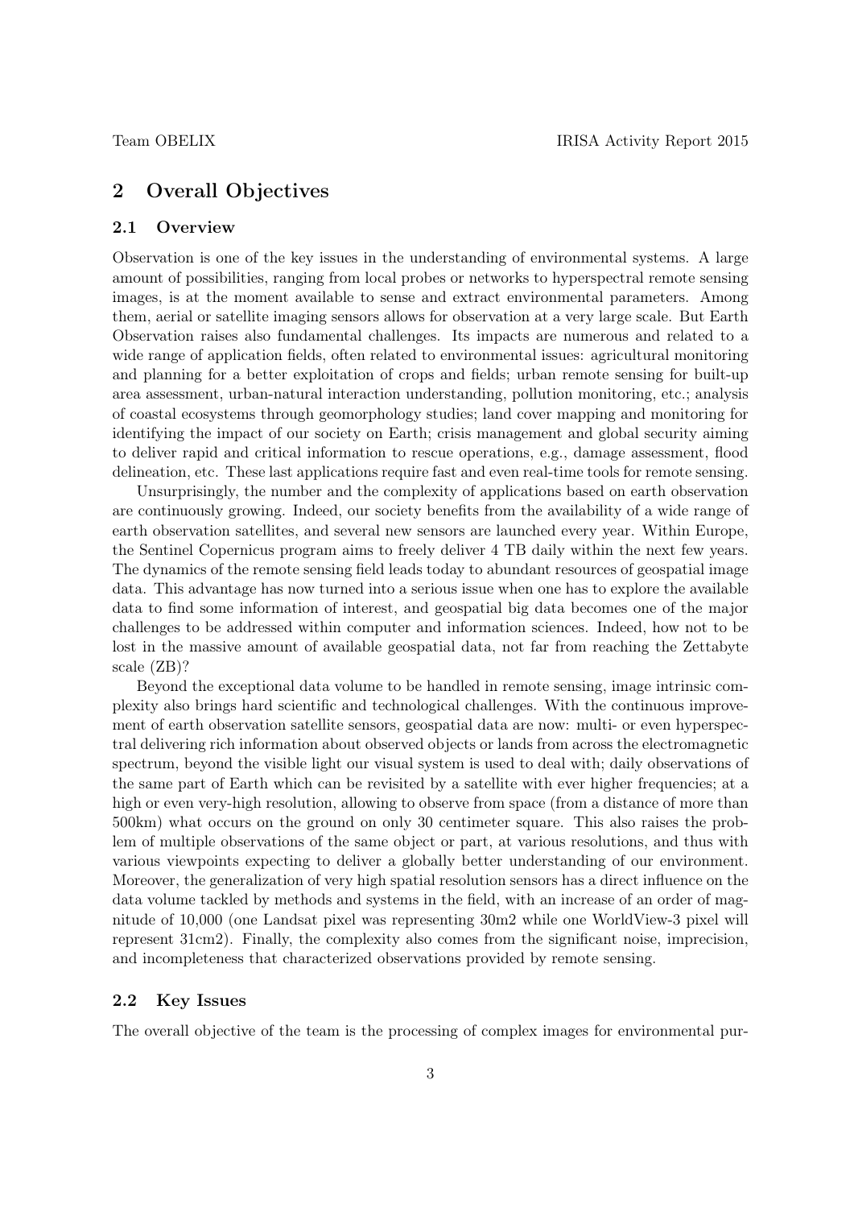## 2 Overall Objectives

### 2.1 Overview

Observation is one of the key issues in the understanding of environmental systems. A large amount of possibilities, ranging from local probes or networks to hyperspectral remote sensing images, is at the moment available to sense and extract environmental parameters. Among them, aerial or satellite imaging sensors allows for observation at a very large scale. But Earth Observation raises also fundamental challenges. Its impacts are numerous and related to a wide range of application fields, often related to environmental issues: agricultural monitoring and planning for a better exploitation of crops and fields; urban remote sensing for built-up area assessment, urban-natural interaction understanding, pollution monitoring, etc.; analysis of coastal ecosystems through geomorphology studies; land cover mapping and monitoring for identifying the impact of our society on Earth; crisis management and global security aiming to deliver rapid and critical information to rescue operations, e.g., damage assessment, flood delineation, etc. These last applications require fast and even real-time tools for remote sensing.

Unsurprisingly, the number and the complexity of applications based on earth observation are continuously growing. Indeed, our society benefits from the availability of a wide range of earth observation satellites, and several new sensors are launched every year. Within Europe, the Sentinel Copernicus program aims to freely deliver 4 TB daily within the next few years. The dynamics of the remote sensing field leads today to abundant resources of geospatial image data. This advantage has now turned into a serious issue when one has to explore the available data to find some information of interest, and geospatial big data becomes one of the major challenges to be addressed within computer and information sciences. Indeed, how not to be lost in the massive amount of available geospatial data, not far from reaching the Zettabyte scale (ZB)?

Beyond the exceptional data volume to be handled in remote sensing, image intrinsic complexity also brings hard scientific and technological challenges. With the continuous improvement of earth observation satellite sensors, geospatial data are now: multi- or even hyperspectral delivering rich information about observed objects or lands from across the electromagnetic spectrum, beyond the visible light our visual system is used to deal with; daily observations of the same part of Earth which can be revisited by a satellite with ever higher frequencies; at a high or even very-high resolution, allowing to observe from space (from a distance of more than 500km) what occurs on the ground on only 30 centimeter square. This also raises the problem of multiple observations of the same object or part, at various resolutions, and thus with various viewpoints expecting to deliver a globally better understanding of our environment. Moreover, the generalization of very high spatial resolution sensors has a direct influence on the data volume tackled by methods and systems in the field, with an increase of an order of magnitude of 10,000 (one Landsat pixel was representing 30m2 while one WorldView-3 pixel will represent 31cm2). Finally, the complexity also comes from the significant noise, imprecision, and incompleteness that characterized observations provided by remote sensing.

### 2.2 Key Issues

The overall objective of the team is the processing of complex images for environmental pur-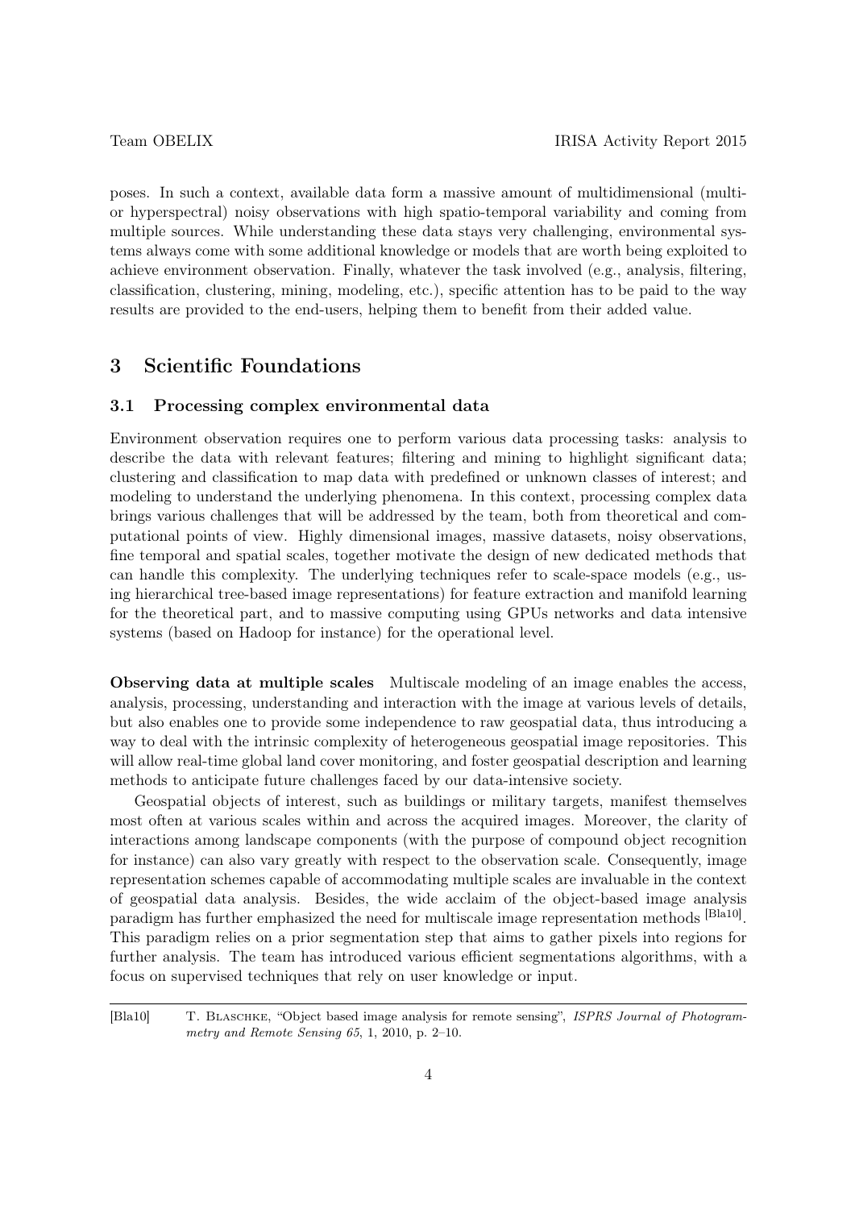poses. In such a context, available data form a massive amount of multidimensional (multi- or hyperspectral) noisy observations with high spatio-temporal variability and coming from multiple sources. While understanding these data stays very challenging, environmental systems always come with some additional knowledge or models that are worth being exploited to achieve environment observation. Finally, whatever the task involved (e.g., analysis, filtering, classification, clustering, mining, modeling, etc.), specific attention has to be paid to the way results are provided to the end-users, helping them to benefit from their added value.

# 3 Scientific Foundations

## 3.1 Processing complex environmental data

Environment observation requires one to perform various data processing tasks: analysis to describe the data with relevant features; filtering and mining to highlight significant data; clustering and classification to map data with predefined or unknown classes of interest; and modeling to understand the underlying phenomena. In this context, processing complex data brings various challenges that will be addressed by the team, both from theoretical and computational points of view. Highly dimensional images, massive datasets, noisy observations, fine temporal and spatial scales, together motivate the design of new dedicated methods that can handle this complexity. The underlying techniques refer to scale-space models (e.g., using hierarchical tree-based image representations) for feature extraction and manifold learning for the theoretical part, and to massive computing using GPUs networks and data intensive systems (based on Hadoop for instance) for the operational level.

**Observing data at multiple scales** Multiscale modeling of an image enables the access, analysis, processing, understanding and interaction with the image at various levels of details, but also enables one to provide some independence to raw geospatial data, thus introducing a way to deal with the intrinsic complexity of heterogeneous geospatial image repositories. This will allow real-time global land cover monitoring, and foster geospatial description and learning methods to anticipate future challenges faced by our data-intensive society.

Geospatial objects of interest, such as buildings or military targets, manifest themselves most often at various scales within and across the acquired images. Moreover, the clarity of interactions among landscape components (with the purpose of compound object recognition for instance) can also vary greatly with respect to the observation scale. Consequently, image representation schemes capable of accommodating multiple scales are invaluable in the context of geospatial data analysis. Besides, the wide acclaim of the object-based image analysis paradigm has further emphasized the need for multiscale image representation methods [Bla10]. This paradigm relies on a prior segmentation step that aims to gather pixels into regions for further analysis. The team has introduced various efficient segmentations algorithms, with a focus on supervised techniques that rely on user knowledge or input.

[Bla10] T. Blaschke, "Object based image analysis for remote sensing", *ISPRS Journal of Photogrammetry and Remote Sensing 65*, 1, 2010, p. 2–10.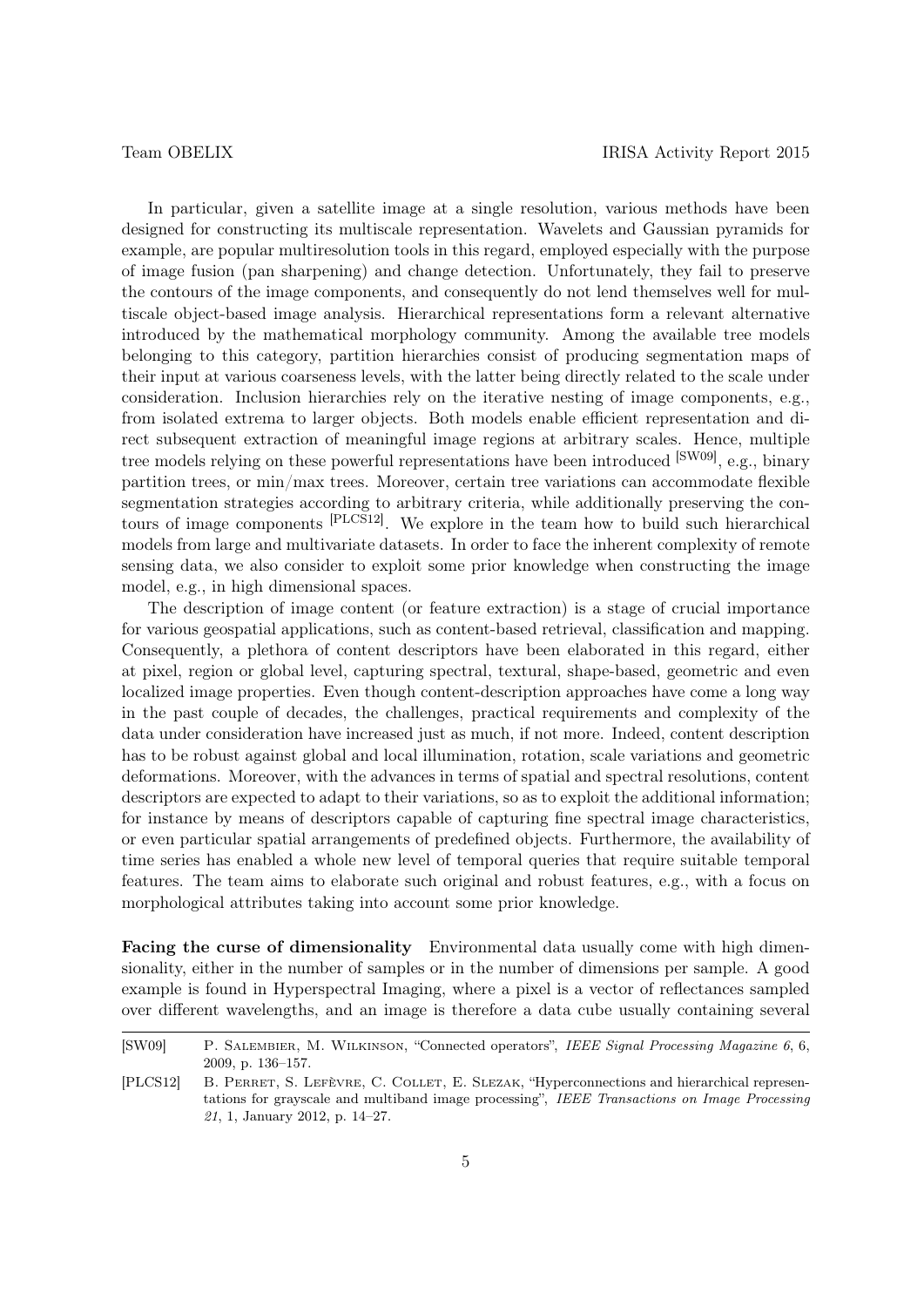In particular, given a satellite image at a single resolution, various methods have been designed for constructing its multiscale representation. Wavelets and Gaussian pyramids for example, are popular multiresolution tools in this regard, employed especially with the purpose of image fusion (pan sharpening) and change detection. Unfortunately, they fail to preserve the contours of the image components, and consequently do not lend themselves well for multiscale object-based image analysis. Hierarchical representations form a relevant alternative introduced by the mathematical morphology community. Among the available tree models belonging to this category, partition hierarchies consist of producing segmentation maps of their input at various coarseness levels, with the latter being directly related to the scale under consideration. Inclusion hierarchies rely on the iterative nesting of image components, e.g., from isolated extrema to larger objects. Both models enable efficient representation and direct subsequent extraction of meaningful image regions at arbitrary scales. Hence, multiple tree models relying on these powerful representations have been introduced [SW09], e.g., binary partition trees, or min/max trees. Moreover, certain tree variations can accommodate flexible segmentation strategies according to arbitrary criteria, while additionally preserving the contours of image components [PLCS12]. We explore in the team how to build such hierarchical models from large and multivariate datasets. In order to face the inherent complexity of remote sensing data, we also consider to exploit some prior knowledge when constructing the image model, e.g., in high dimensional spaces.

The description of image content (or feature extraction) is a stage of crucial importance for various geospatial applications, such as content-based retrieval, classification and mapping. Consequently, a plethora of content descriptors have been elaborated in this regard, either at pixel, region or global level, capturing spectral, textural, shape-based, geometric and even localized image properties. Even though content-description approaches have come a long way in the past couple of decades, the challenges, practical requirements and complexity of the data under consideration have increased just as much, if not more. Indeed, content description has to be robust against global and local illumination, rotation, scale variations and geometric deformations. Moreover, with the advances in terms of spatial and spectral resolutions, content descriptors are expected to adapt to their variations, so as to exploit the additional information; for instance by means of descriptors capable of capturing fine spectral image characteristics, or even particular spatial arrangements of predefined objects. Furthermore, the availability of time series has enabled a whole new level of temporal queries that require suitable temporal features. The team aims to elaborate such original and robust features, e.g., with a focus on morphological attributes taking into account some prior knowledge.

**Facing the curse of dimensionality** Environmental data usually come with high dimensionality, either in the number of samples or in the number of dimensions per sample. A good example is found in Hyperspectral Imaging, where a pixel is a vector of reflectances sampled over different wavelengths, and an image is therefore a data cube usually containing several

[SW09] P. Salembier, M. Wilkinson, "Connected operators", *IEEE Signal Processing Magazine 6*, 6, 2009, p. 136–157.

[PLCS12] B. Perret, S. Lefèvre, C. Collet, E. Slezak, "Hyperconnections and hierarchical representations for grayscale and multiband image processing", *IEEE Transactions on Image Processing 21*, 1, January 2012, p. 14–27.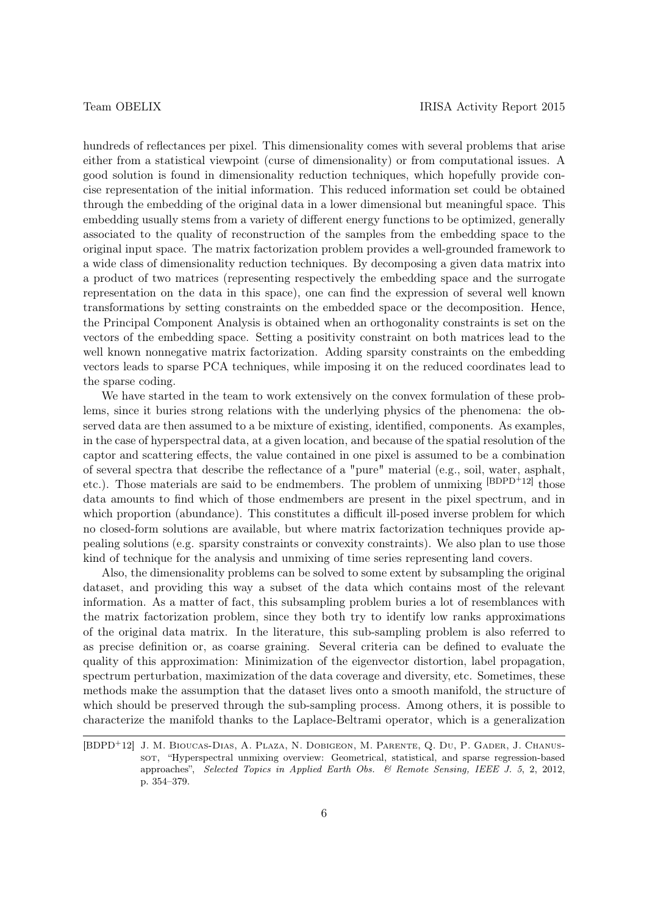hundreds of reflectances per pixel. This dimensionality comes with several problems that arise either from a statistical viewpoint (curse of dimensionality) or from computational issues. A good solution is found in dimensionality reduction techniques, which hopefully provide concise representation of the initial information. This reduced information set could be obtained through the embedding of the original data in a lower dimensional but meaningful space. This embedding usually stems from a variety of different energy functions to be optimized, generally associated to the quality of reconstruction of the samples from the embedding space to the original input space. The matrix factorization problem provides a well-grounded framework to a wide class of dimensionality reduction techniques. By decomposing a given data matrix into a product of two matrices (representing respectively the embedding space and the surrogate representation on the data in this space), one can find the expression of several well known transformations by setting constraints on the embedded space or the decomposition. Hence, the Principal Component Analysis is obtained when an orthogonality constraints is set on the vectors of the embedding space. Setting a positivity constraint on both matrices lead to the well known nonnegative matrix factorization. Adding sparsity constraints on the embedding vectors leads to sparse PCA techniques, while imposing it on the reduced coordinates lead to the sparse coding.

We have started in the team to work extensively on the convex formulation of these problems, since it buries strong relations with the underlying physics of the phenomena: the observed data are then assumed to a be mixture of existing, identified, components. As examples, in the case of hyperspectral data, at a given location, and because of the spatial resolution of the captor and scattering effects, the value contained in one pixel is assumed to be a combination of several spectra that describe the reflectance of a "pure" material (e.g., soil, water, asphalt, etc.). Those materials are said to be endmembers. The problem of unmixing [BDPD+12] those data amounts to find which of those endmembers are present in the pixel spectrum, and in which proportion (abundance). This constitutes a difficult ill-posed inverse problem for which no closed-form solutions are available, but where matrix factorization techniques provide appealing solutions (e.g. sparsity constraints or convexity constraints). We also plan to use those kind of technique for the analysis and unmixing of time series representing land covers.

Also, the dimensionality problems can be solved to some extent by subsampling the original dataset, and providing this way a subset of the data which contains most of the relevant information. As a matter of fact, this subsampling problem buries a lot of resemblances with the matrix factorization problem, since they both try to identify low ranks approximations of the original data matrix. In the literature, this sub-sampling problem is also referred to as precise definition or, as coarse graining. Several criteria can be defined to evaluate the quality of this approximation: Minimization of the eigenvector distortion, label propagation, spectrum perturbation, maximization of the data coverage and diversity, etc. Sometimes, these methods make the assumption that the dataset lives onto a smooth manifold, the structure of which should be preserved through the sub-sampling process. Among others, it is possible to characterize the manifold thanks to the Laplace-Beltrami operator, which is a generalization

[BDPD+12] J. M. Bioucas-Dias, A. Plaza, N. Dobigeon, M. Parente, Q. Du, P. Gader, J. Chanussot, "Hyperspectral unmixing overview: Geometrical, statistical, and sparse regression-based approaches", *Selected Topics in Applied Earth Obs. & Remote Sensing, IEEE J. 5*, 2, 2012, p. 354–379.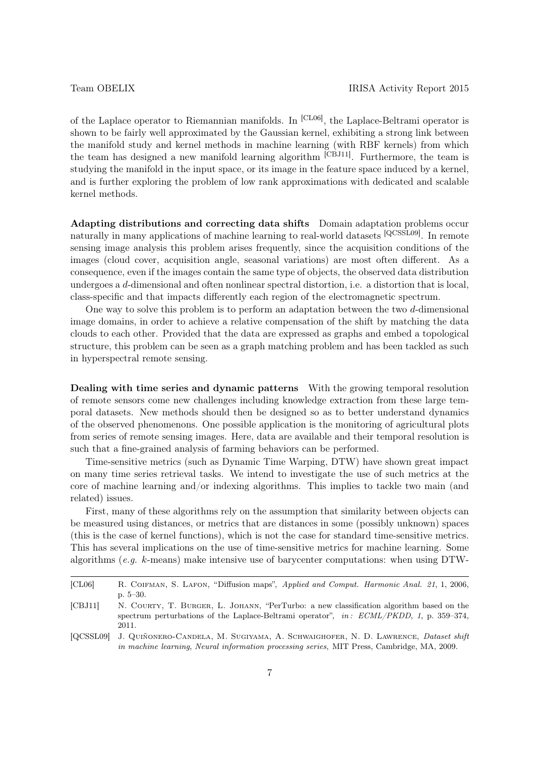of the Laplace operator to Riemannian manifolds. In [CL06], the Laplace-Beltrami operator is shown to be fairly well approximated by the Gaussian kernel, exhibiting a strong link between the manifold study and kernel methods in machine learning (with RBF kernels) from which the team has designed a new manifold learning algorithm [CBJ11]. Furthermore, the team is studying the manifold in the input space, or its image in the feature space induced by a kernel, and is further exploring the problem of low rank approximations with dedicated and scalable kernel methods.

**Adapting distributions and correcting data shifts** Domain adaptation problems occur naturally in many applications of machine learning to real-world datasets [QCSSL09]. In remote sensing image analysis this problem arises frequently, since the acquisition conditions of the images (cloud cover, acquisition angle, seasonal variations) are most often different. As a consequence, even if the images contain the same type of objects, the observed data distribution undergoes a $d$-dimensional and often nonlinear spectral distortion, i.e. a distortion that is local, class-specific and that impacts differently each region of the electromagnetic spectrum.

One way to solve this problem is to perform an adaptation between the two $d$-dimensional image domains, in order to achieve a relative compensation of the shift by matching the data clouds to each other. Provided that the data are expressed as graphs and embed a topological structure, this problem can be seen as a graph matching problem and has been tackled as such in hyperspectral remote sensing.

**Dealing with time series and dynamic patterns** With the growing temporal resolution of remote sensors come new challenges including knowledge extraction from these large temporal datasets. New methods should then be designed so as to better understand dynamics of the observed phenomenons. One possible application is the monitoring of agricultural plots from series of remote sensing images. Here, data are available and their temporal resolution is such that a fine-grained analysis of farming behaviors can be performed.

Time-sensitive metrics (such as Dynamic Time Warping, DTW) have shown great impact on many time series retrieval tasks. We intend to investigate the use of such metrics at the core of machine learning and/or indexing algorithms. This implies to tackle two main (and related) issues.

First, many of these algorithms rely on the assumption that similarity between objects can be measured using distances, or metrics that are distances in some (possibly unknown) spaces (this is the case of kernel functions), which is not the case for standard time-sensitive metrics. This has several implications on the use of time-sensitive metrics for machine learning. Some algorithms (*e.g.* $k$-means) make intensive use of barycenter computations: when using DTW-

---

[CL06] R. Coifman, S. Lafon, "Diffusion maps", *Applied and Comput. Harmonic Anal. 21*, 1, 2006, p. 5–30.

[CBJ11] N. Courty, T. Burger, L. Johann, "PerTurbo: a new classification algorithm based on the spectrum perturbations of the Laplace-Beltrami operator", *in: ECML/PKDD*, *1*, p. 359–374, 2011.

[QCSSL09] J. Quiñonero-Candela, M. Sugiyama, A. Schwaighofer, N. D. Lawrence, *Dataset shift in machine learning*, *Neural information processing series*, MIT Press, Cambridge, MA, 2009.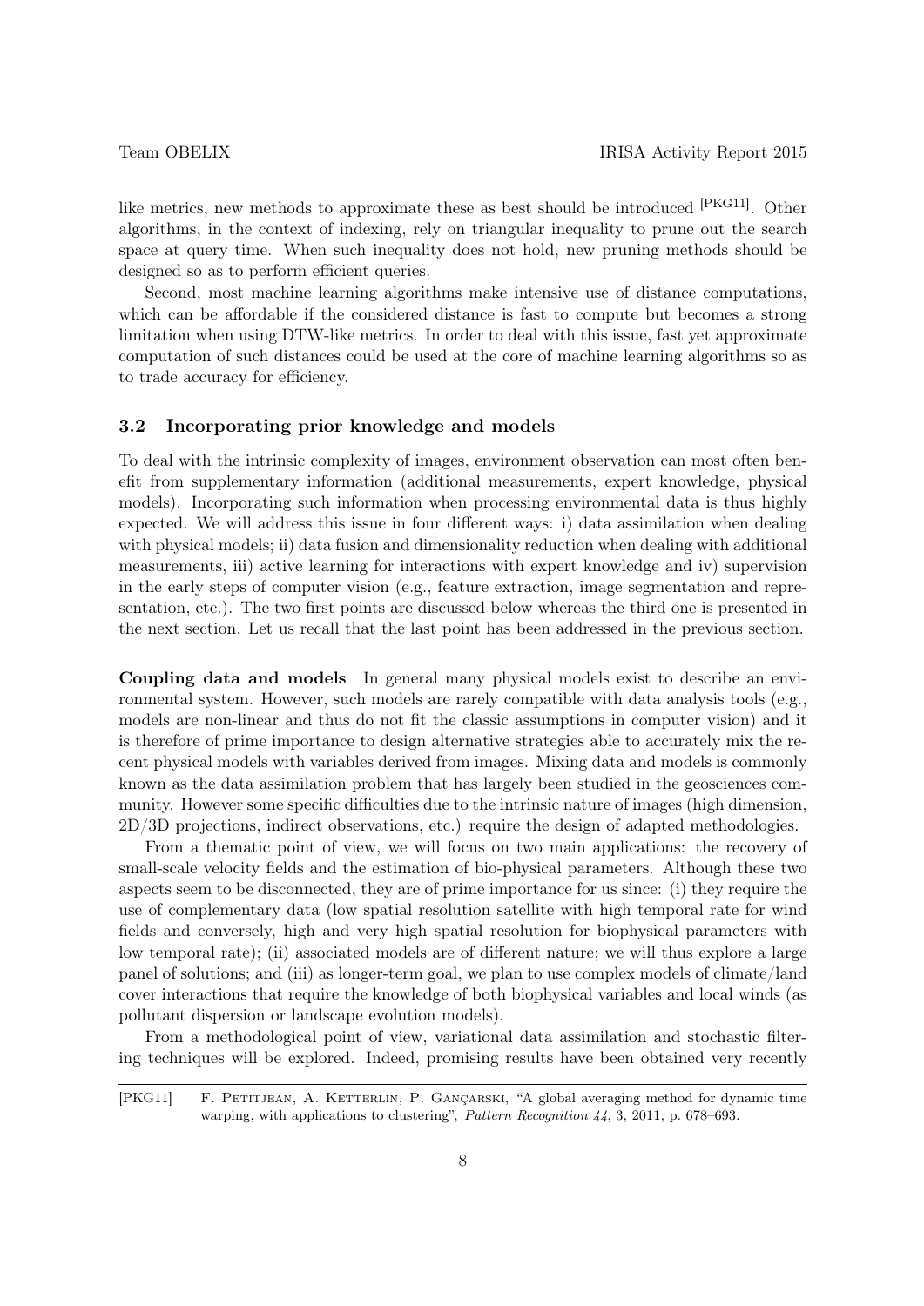like metrics, new methods to approximate these as best should be introduced [PKG11]. Other algorithms, in the context of indexing, rely on triangular inequality to prune out the search space at query time. When such inequality does not hold, new pruning methods should be designed so as to perform efficient queries.

Second, most machine learning algorithms make intensive use of distance computations, which can be affordable if the considered distance is fast to compute but becomes a strong limitation when using DTW-like metrics. In order to deal with this issue, fast yet approximate computation of such distances could be used at the core of machine learning algorithms so as to trade accuracy for efficiency.

### 3.2 Incorporating prior knowledge and models

To deal with the intrinsic complexity of images, environment observation can most often benefit from supplementary information (additional measurements, expert knowledge, physical models). Incorporating such information when processing environmental data is thus highly expected. We will address this issue in four different ways: i) data assimilation when dealing with physical models; ii) data fusion and dimensionality reduction when dealing with additional measurements, iii) active learning for interactions with expert knowledge and iv) supervision in the early steps of computer vision (e.g., feature extraction, image segmentation and representation, etc.). The two first points are discussed below whereas the third one is presented in the next section. Let us recall that the last point has been addressed in the previous section.

**Coupling data and models** In general many physical models exist to describe an environmental system. However, such models are rarely compatible with data analysis tools (e.g., models are non-linear and thus do not fit the classic assumptions in computer vision) and it is therefore of prime importance to design alternative strategies able to accurately mix the recent physical models with variables derived from images. Mixing data and models is commonly known as the data assimilation problem that has largely been studied in the geosciences community. However some specific difficulties due to the intrinsic nature of images (high dimension, 2D/3D projections, indirect observations, etc.) require the design of adapted methodologies.

From a thematic point of view, we will focus on two main applications: the recovery of small-scale velocity fields and the estimation of bio-physical parameters. Although these two aspects seem to be disconnected, they are of prime importance for us since: (i) they require the use of complementary data (low spatial resolution satellite with high temporal rate for wind fields and conversely, high and very high spatial resolution for biophysical parameters with low temporal rate); (ii) associated models are of different nature; we will thus explore a large panel of solutions; and (iii) as longer-term goal, we plan to use complex models of climate/land cover interactions that require the knowledge of both biophysical variables and local winds (as pollutant dispersion or landscape evolution models).

From a methodological point of view, variational data assimilation and stochastic filtering techniques will be explored. Indeed, promising results have been obtained very recently

[PKG11] F. Petitjean, A. Ketterlin, P. Gançarski, "A global averaging method for dynamic time warping, with applications to clustering", *Pattern Recognition 44*, 3, 2011, p. 678–693.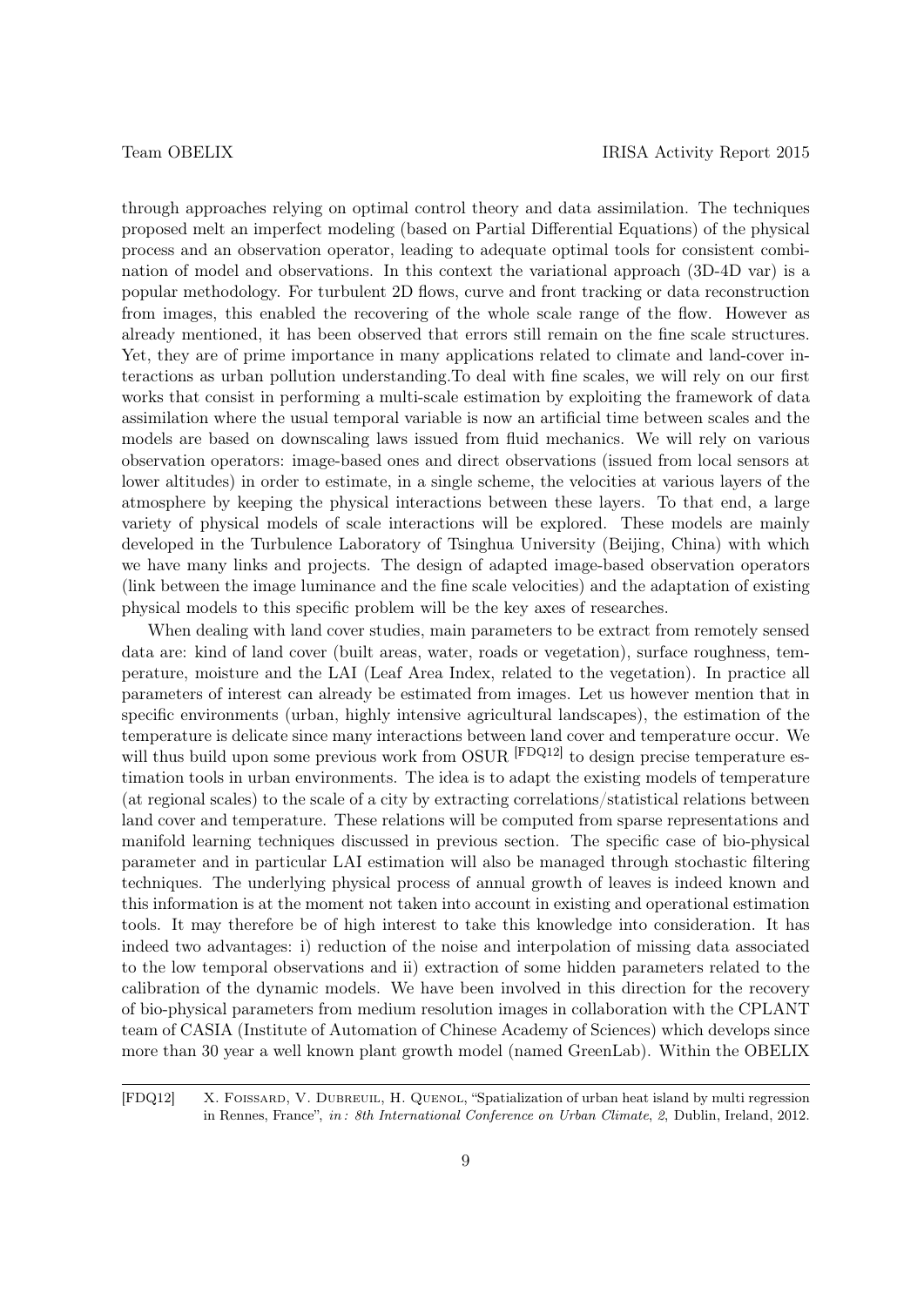through approaches relying on optimal control theory and data assimilation. The techniques proposed melt an imperfect modeling (based on Partial Differential Equations) of the physical process and an observation operator, leading to adequate optimal tools for consistent combination of model and observations. In this context the variational approach (3D-4D var) is a popular methodology. For turbulent 2D flows, curve and front tracking or data reconstruction from images, this enabled the recovering of the whole scale range of the flow. However as already mentioned, it has been observed that errors still remain on the fine scale structures. Yet, they are of prime importance in many applications related to climate and land-cover interactions as urban pollution understanding.To deal with fine scales, we will rely on our first works that consist in performing a multi-scale estimation by exploiting the framework of data assimilation where the usual temporal variable is now an artificial time between scales and the models are based on downscaling laws issued from fluid mechanics. We will rely on various observation operators: image-based ones and direct observations (issued from local sensors at lower altitudes) in order to estimate, in a single scheme, the velocities at various layers of the atmosphere by keeping the physical interactions between these layers. To that end, a large variety of physical models of scale interactions will be explored. These models are mainly developed in the Turbulence Laboratory of Tsinghua University (Beijing, China) with which we have many links and projects. The design of adapted image-based observation operators (link between the image luminance and the fine scale velocities) and the adaptation of existing physical models to this specific problem will be the key axes of researches.

When dealing with land cover studies, main parameters to be extract from remotely sensed data are: kind of land cover (built areas, water, roads or vegetation), surface roughness, temperature, moisture and the LAI (Leaf Area Index, related to the vegetation). In practice all parameters of interest can already be estimated from images. Let us however mention that in specific environments (urban, highly intensive agricultural landscapes), the estimation of the temperature is delicate since many interactions between land cover and temperature occur. We will thus build upon some previous work from OSUR [FDQ12] to design precise temperature estimation tools in urban environments. The idea is to adapt the existing models of temperature (at regional scales) to the scale of a city by extracting correlations/statistical relations between land cover and temperature. These relations will be computed from sparse representations and manifold learning techniques discussed in previous section. The specific case of bio-physical parameter and in particular LAI estimation will also be managed through stochastic filtering techniques. The underlying physical process of annual growth of leaves is indeed known and this information is at the moment not taken into account in existing and operational estimation tools. It may therefore be of high interest to take this knowledge into consideration. It has indeed two advantages: i) reduction of the noise and interpolation of missing data associated to the low temporal observations and ii) extraction of some hidden parameters related to the calibration of the dynamic models. We have been involved in this direction for the recovery of bio-physical parameters from medium resolution images in collaboration with the CPLANT team of CASIA (Institute of Automation of Chinese Academy of Sciences) which develops since more than 30 year a well known plant growth model (named GreenLab). Within the OBELIX

[FDQ12] X. Foissard, V. Dubreuil, H. Quenol, "Spatialization of urban heat island by multi regression in Rennes, France", *in: 8th International Conference on Urban Climate*, *2*, Dublin, Ireland, 2012.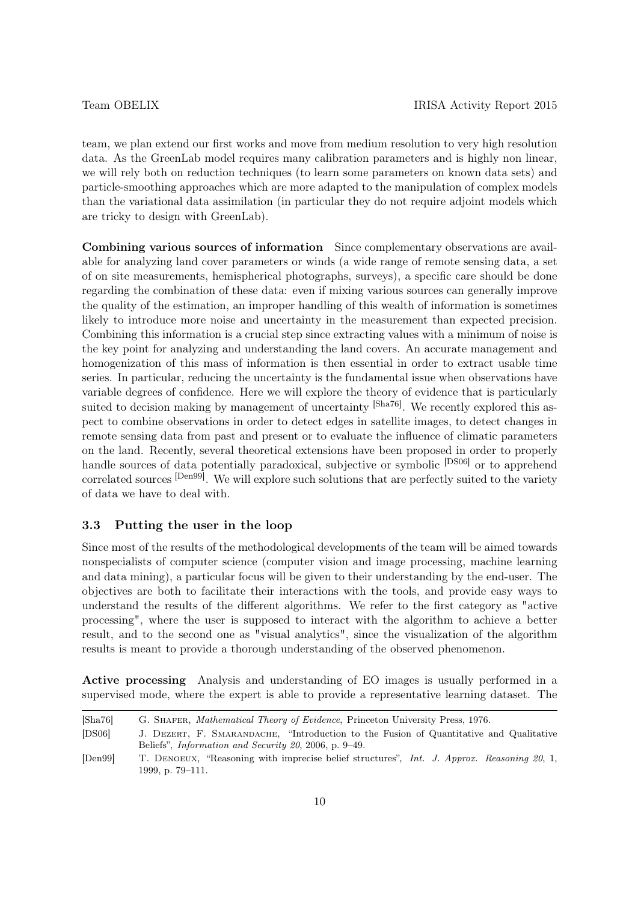team, we plan extend our first works and move from medium resolution to very high resolution data. As the GreenLab model requires many calibration parameters and is highly non linear, we will rely both on reduction techniques (to learn some parameters on known data sets) and particle-smoothing approaches which are more adapted to the manipulation of complex models than the variational data assimilation (in particular they do not require adjoint models which are tricky to design with GreenLab).

**Combining various sources of information** Since complementary observations are available for analyzing land cover parameters or winds (a wide range of remote sensing data, a set of on site measurements, hemispherical photographs, surveys), a specific care should be done regarding the combination of these data: even if mixing various sources can generally improve the quality of the estimation, an improper handling of this wealth of information is sometimes likely to introduce more noise and uncertainty in the measurement than expected precision. Combining this information is a crucial step since extracting values with a minimum of noise is the key point for analyzing and understanding the land covers. An accurate management and homogenization of this mass of information is then essential in order to extract usable time series. In particular, reducing the uncertainty is the fundamental issue when observations have variable degrees of confidence. Here we will explore the theory of evidence that is particularly suited to decision making by management of uncertainty [Sha76]. We recently explored this aspect to combine observations in order to detect edges in satellite images, to detect changes in remote sensing data from past and present or to evaluate the influence of climatic parameters on the land. Recently, several theoretical extensions have been proposed in order to properly handle sources of data potentially paradoxical, subjective or symbolic [DS06] or to apprehend correlated sources [Den99]. We will explore such solutions that are perfectly suited to the variety of data we have to deal with.

### 3.3 Putting the user in the loop

Since most of the results of the methodological developments of the team will be aimed towards nonspecialists of computer science (computer vision and image processing, machine learning and data mining), a particular focus will be given to their understanding by the end-user. The objectives are both to facilitate their interactions with the tools, and provide easy ways to understand the results of the different algorithms. We refer to the first category as "active processing", where the user is supposed to interact with the algorithm to achieve a better result, and to the second one as "visual analytics", since the visualization of the algorithm results is meant to provide a thorough understanding of the observed phenomenon.

**Active processing** Analysis and understanding of EO images is usually performed in a supervised mode, where the expert is able to provide a representative learning dataset. The

[Sha76] G. Shafer, *Mathematical Theory of Evidence*, Princeton University Press, 1976.

[DS06] J. Dezert, F. Smarandache, "Introduction to the Fusion of Quantitative and Qualitative Beliefs", *Information and Security 20*, 2006, p. 9–49.

[Den99] T. Denoeux, "Reasoning with imprecise belief structures", *Int. J. Approx. Reasoning 20*, 1, 1999, p. 79–111.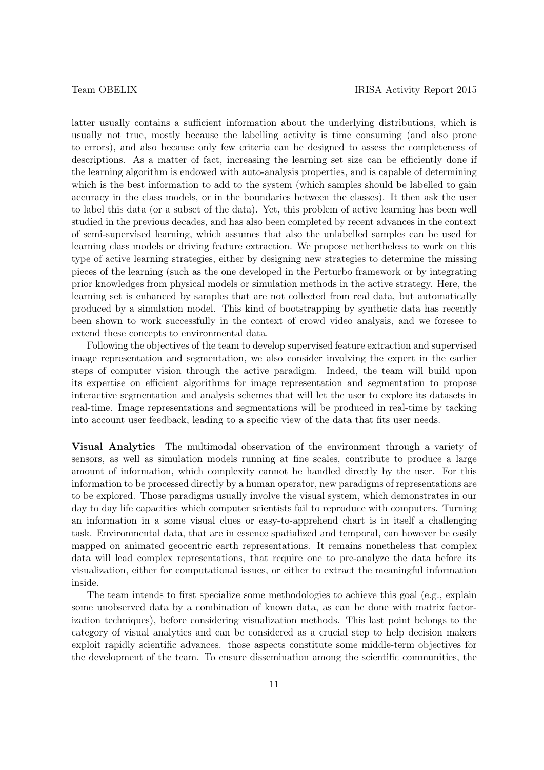latter usually contains a sufficient information about the underlying distributions, which is usually not true, mostly because the labelling activity is time consuming (and also prone to errors), and also because only few criteria can be designed to assess the completeness of descriptions. As a matter of fact, increasing the learning set size can be efficiently done if the learning algorithm is endowed with auto-analysis properties, and is capable of determining which is the best information to add to the system (which samples should be labelled to gain accuracy in the class models, or in the boundaries between the classes). It then ask the user to label this data (or a subset of the data). Yet, this problem of active learning has been well studied in the previous decades, and has also been completed by recent advances in the context of semi-supervised learning, which assumes that also the unlabelled samples can be used for learning class models or driving feature extraction. We propose nethertheless to work on this type of active learning strategies, either by designing new strategies to determine the missing pieces of the learning (such as the one developed in the Perturbo framework or by integrating prior knowledges from physical models or simulation methods in the active strategy. Here, the learning set is enhanced by samples that are not collected from real data, but automatically produced by a simulation model. This kind of bootstrapping by synthetic data has recently been shown to work successfully in the context of crowd video analysis, and we foresee to extend these concepts to environmental data.

Following the objectives of the team to develop supervised feature extraction and supervised image representation and segmentation, we also consider involving the expert in the earlier steps of computer vision through the active paradigm. Indeed, the team will build upon its expertise on efficient algorithms for image representation and segmentation to propose interactive segmentation and analysis schemes that will let the user to explore its datasets in real-time. Image representations and segmentations will be produced in real-time by tacking into account user feedback, leading to a specific view of the data that fits user needs.

**Visual Analytics** The multimodal observation of the environment through a variety of sensors, as well as simulation models running at fine scales, contribute to produce a large amount of information, which complexity cannot be handled directly by the user. For this information to be processed directly by a human operator, new paradigms of representations are to be explored. Those paradigms usually involve the visual system, which demonstrates in our day to day life capacities which computer scientists fail to reproduce with computers. Turning an information in a some visual clues or easy-to-apprehend chart is in itself a challenging task. Environmental data, that are in essence spatialized and temporal, can however be easily mapped on animated geocentric earth representations. It remains nonetheless that complex data will lead complex representations, that require one to pre-analyze the data before its visualization, either for computational issues, or either to extract the meaningful information inside.

The team intends to first specialize some methodologies to achieve this goal (e.g., explain some unobserved data by a combination of known data, as can be done with matrix factorization techniques), before considering visualization methods. This last point belongs to the category of visual analytics and can be considered as a crucial step to help decision makers exploit rapidly scientific advances. those aspects constitute some middle-term objectives for the development of the team. To ensure dissemination among the scientific communities, the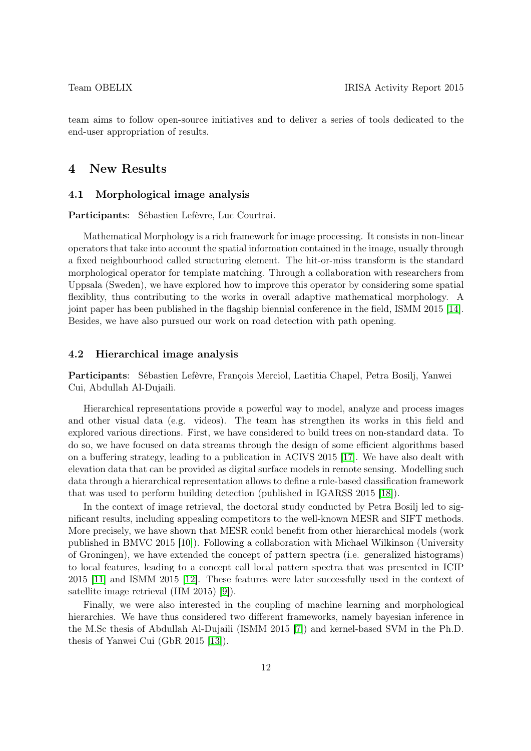team aims to follow open-source initiatives and to deliver a series of tools dedicated to the end-user appropriation of results.

# 4 New Results

## 4.1 Morphological image analysis

**Participants**: Sébastien Lefèvre, Luc Courtrai.

Mathematical Morphology is a rich framework for image processing. It consists in non-linear operators that take into account the spatial information contained in the image, usually through a fixed neighbourhood called structuring element. The hit-or-miss transform is the standard morphological operator for template matching. Through a collaboration with researchers from Uppsala (Sweden), we have explored how to improve this operator by considering some spatial flexiblity, thus contributing to the works in overall adaptive mathematical morphology. A joint paper has been published in the flagship biennial conference in the field, ISMM 2015 [14]. Besides, we have also pursued our work on road detection with path opening.

## 4.2 Hierarchical image analysis

**Participants**: Sébastien Lefèvre, François Merciol, Laetitia Chapel, Petra Bosilj, Yanwei Cui, Abdullah Al-Dujaili.

Hierarchical representations provide a powerful way to model, analyze and process images and other visual data (e.g. videos). The team has strengthen its works in this field and explored various directions. First, we have considered to build trees on non-standard data. To do so, we have focused on data streams through the design of some efficient algorithms based on a buffering strategy, leading to a publication in ACIVS 2015 [17]. We have also dealt with elevation data that can be provided as digital surface models in remote sensing. Modelling such data through a hierarchical representation allows to define a rule-based classification framework that was used to perform building detection (published in IGARSS 2015 [18]).

In the context of image retrieval, the doctoral study conducted by Petra Bosilj led to significant results, including appealing competitors to the well-known MESR and SIFT methods. More precisely, we have shown that MESR could benefit from other hierarchical models (work published in BMVC 2015 [10]). Following a collaboration with Michael Wilkinson (University of Groningen), we have extended the concept of pattern spectra (i.e. generalized histograms) to local features, leading to a concept call local pattern spectra that was presented in ICIP 2015 [11] and ISMM 2015 [12]. These features were later successfully used in the context of satellite image retrieval (IIM 2015) [9]).

Finally, we were also interested in the coupling of machine learning and morphological hierarchies. We have thus considered two different frameworks, namely bayesian inference in the M.Sc thesis of Abdullah Al-Dujaili (ISMM 2015 [7]) and kernel-based SVM in the Ph.D. thesis of Yanwei Cui (GbR 2015 [13]).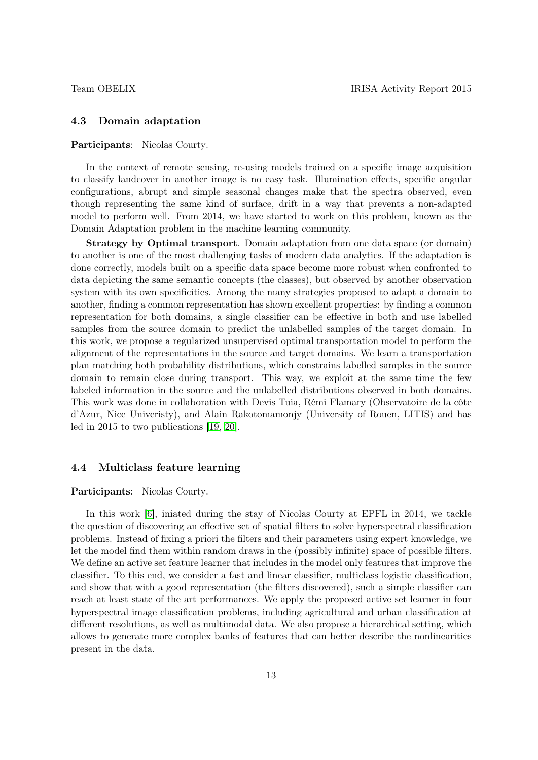### 4.3 Domain adaptation

**Participants**: Nicolas Courty.

In the context of remote sensing, re-using models trained on a specific image acquisition to classify landcover in another image is no easy task. Illumination effects, specific angular configurations, abrupt and simple seasonal changes make that the spectra observed, even though representing the same kind of surface, drift in a way that prevents a non-adapted model to perform well. From 2014, we have started to work on this problem, known as the Domain Adaptation problem in the machine learning community.

**Strategy by Optimal transport**. Domain adaptation from one data space (or domain) to another is one of the most challenging tasks of modern data analytics. If the adaptation is done correctly, models built on a specific data space become more robust when confronted to data depicting the same semantic concepts (the classes), but observed by another observation system with its own specificities. Among the many strategies proposed to adapt a domain to another, finding a common representation has shown excellent properties: by finding a common representation for both domains, a single classifier can be effective in both and use labelled samples from the source domain to predict the unlabelled samples of the target domain. In this work, we propose a regularized unsupervised optimal transportation model to perform the alignment of the representations in the source and target domains. We learn a transportation plan matching both probability distributions, which constrains labelled samples in the source domain to remain close during transport. This way, we exploit at the same time the few labeled information in the source and the unlabelled distributions observed in both domains. This work was done in collaboration with Devis Tuia, Rémi Flamary (Observatoire de la côte d'Azur, Nice Univeristy), and Alain Rakotomamonjy (University of Rouen, LITIS) and has led in 2015 to two publications [19, 20].

### 4.4 Multiclass feature learning

**Participants**: Nicolas Courty.

In this work [6], iniated during the stay of Nicolas Courty at EPFL in 2014, we tackle the question of discovering an effective set of spatial filters to solve hyperspectral classification problems. Instead of fixing a priori the filters and their parameters using expert knowledge, we let the model find them within random draws in the (possibly infinite) space of possible filters. We define an active set feature learner that includes in the model only features that improve the classifier. To this end, we consider a fast and linear classifier, multiclass logistic classification, and show that with a good representation (the filters discovered), such a simple classifier can reach at least state of the art performances. We apply the proposed active set learner in four hyperspectral image classification problems, including agricultural and urban classification at different resolutions, as well as multimodal data. We also propose a hierarchical setting, which allows to generate more complex banks of features that can better describe the nonlinearities present in the data.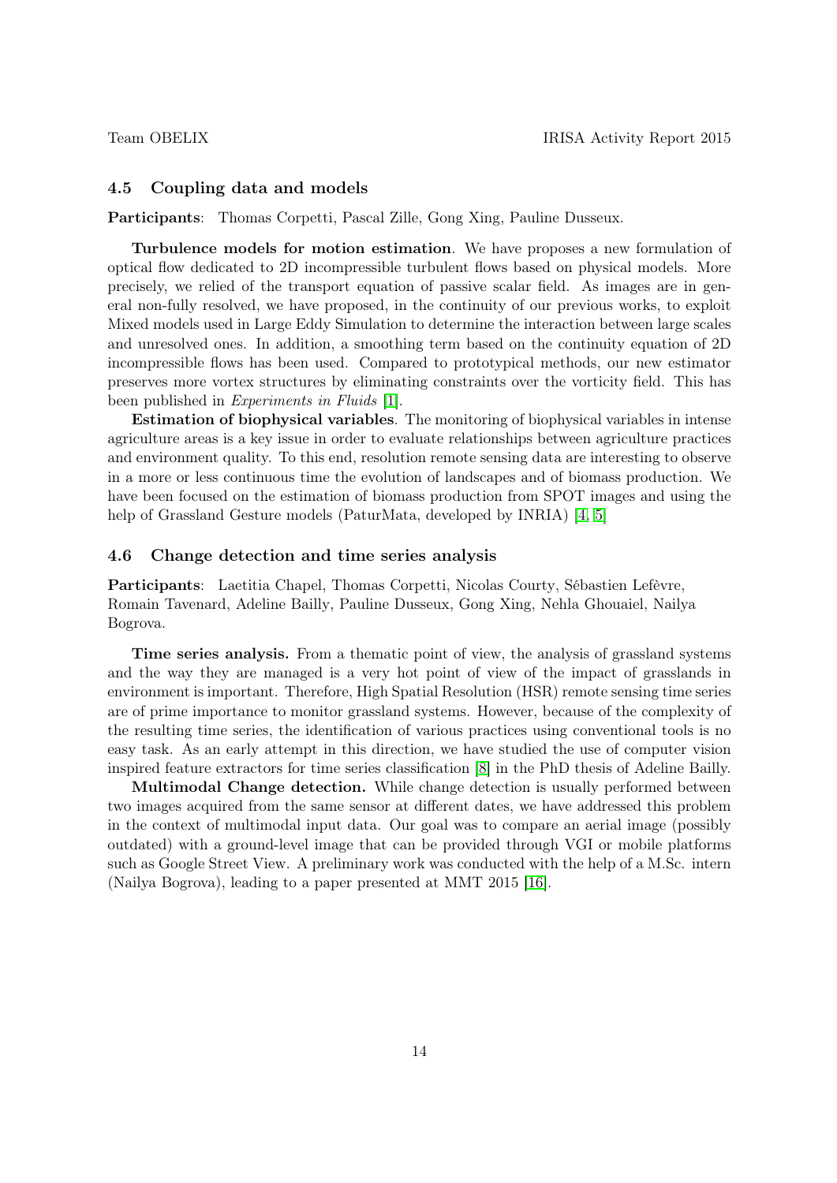### 4.5 Coupling data and models

**Participants**: Thomas Corpetti, Pascal Zille, Gong Xing, Pauline Dusseux.

**Turbulence models for motion estimation**. We have proposes a new formulation of optical flow dedicated to 2D incompressible turbulent flows based on physical models. More precisely, we relied of the transport equation of passive scalar field. As images are in general non-fully resolved, we have proposed, in the continuity of our previous works, to exploit Mixed models used in Large Eddy Simulation to determine the interaction between large scales and unresolved ones. In addition, a smoothing term based on the continuity equation of 2D incompressible flows has been used. Compared to prototypical methods, our new estimator preserves more vortex structures by eliminating constraints over the vorticity field. This has been published in *Experiments in Fluids* [1].

**Estimation of biophysical variables**. The monitoring of biophysical variables in intense agriculture areas is a key issue in order to evaluate relationships between agriculture practices and environment quality. To this end, resolution remote sensing data are interesting to observe in a more or less continuous time the evolution of landscapes and of biomass production. We have been focused on the estimation of biomass production from SPOT images and using the help of Grassland Gesture models (PaturMata, developed by INRIA) [4, 5]

### 4.6 Change detection and time series analysis

**Participants**: Laetitia Chapel, Thomas Corpetti, Nicolas Courty, Sébastien Lefèvre, Romain Tavenard, Adeline Bailly, Pauline Dusseux, Gong Xing, Nehla Ghouaiel, Nailya Bogrova.

**Time series analysis.** From a thematic point of view, the analysis of grassland systems and the way they are managed is a very hot point of view of the impact of grasslands in environment is important. Therefore, High Spatial Resolution (HSR) remote sensing time series are of prime importance to monitor grassland systems. However, because of the complexity of the resulting time series, the identification of various practices using conventional tools is no easy task. As an early attempt in this direction, we have studied the use of computer vision inspired feature extractors for time series classification [8] in the PhD thesis of Adeline Bailly.

**Multimodal Change detection.** While change detection is usually performed between two images acquired from the same sensor at different dates, we have addressed this problem in the context of multimodal input data. Our goal was to compare an aerial image (possibly outdated) with a ground-level image that can be provided through VGI or mobile platforms such as Google Street View. A preliminary work was conducted with the help of a M.Sc. intern (Nailya Bogrova), leading to a paper presented at MMT 2015 [16].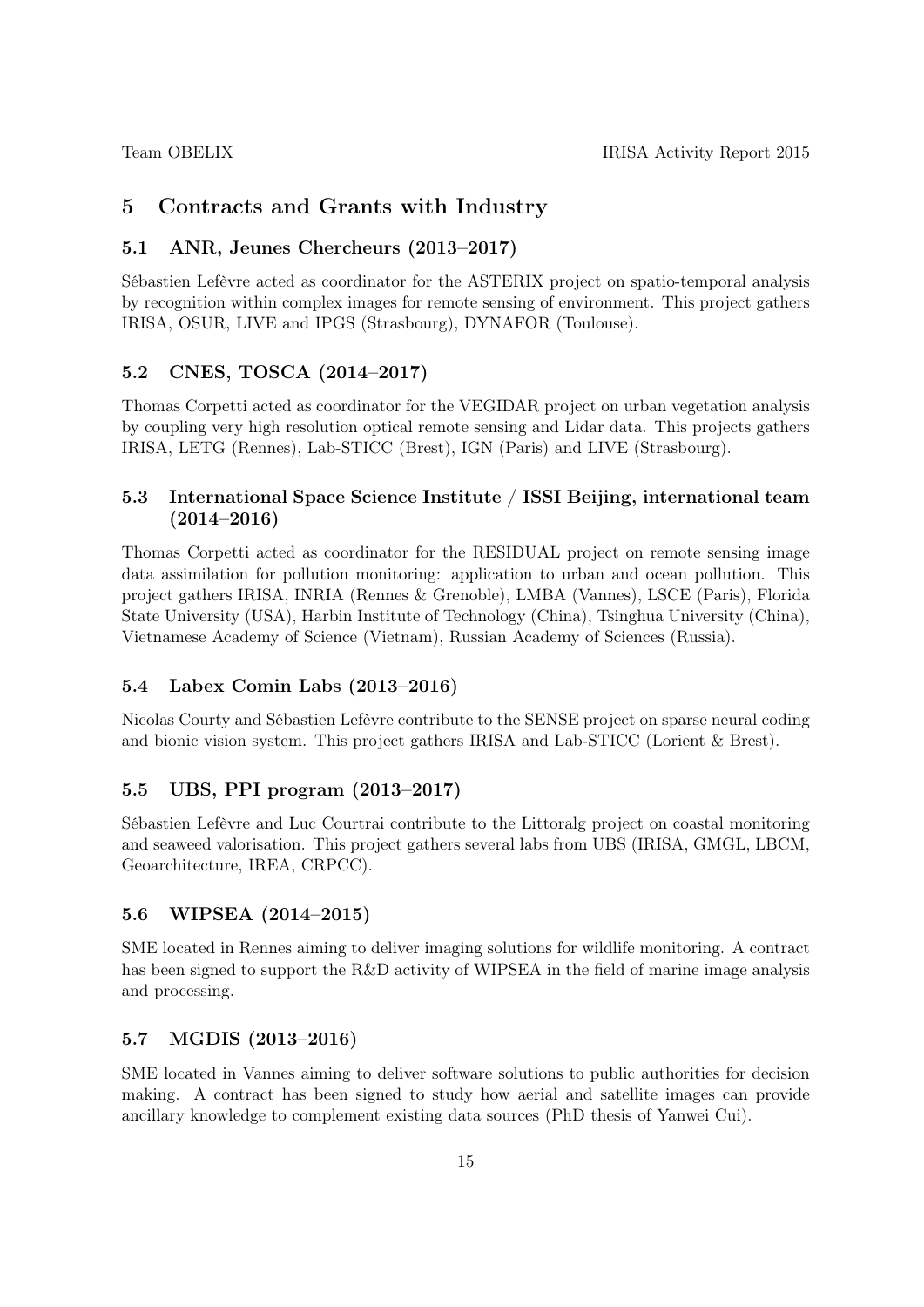# 5 Contracts and Grants with Industry

## 5.1 ANR, Jeunes Chercheurs (2013–2017)

Sébastien Lefèvre acted as coordinator for the ASTERIX project on spatio-temporal analysis by recognition within complex images for remote sensing of environment. This project gathers IRISA, OSUR, LIVE and IPGS (Strasbourg), DYNAFOR (Toulouse).

## 5.2 CNES, TOSCA (2014–2017)

Thomas Corpetti acted as coordinator for the VEGIDAR project on urban vegetation analysis by coupling very high resolution optical remote sensing and Lidar data. This projects gathers IRISA, LETG (Rennes), Lab-STICC (Brest), IGN (Paris) and LIVE (Strasbourg).

## 5.3 International Space Science Institute / ISSI Beijing, international team (2014–2016)

Thomas Corpetti acted as coordinator for the RESIDUAL project on remote sensing image data assimilation for pollution monitoring: application to urban and ocean pollution. This project gathers IRISA, INRIA (Rennes & Grenoble), LMBA (Vannes), LSCE (Paris), Florida State University (USA), Harbin Institute of Technology (China), Tsinghua University (China), Vietnamese Academy of Science (Vietnam), Russian Academy of Sciences (Russia).

## 5.4 Labex Comin Labs (2013–2016)

Nicolas Courty and Sébastien Lefèvre contribute to the SENSE project on sparse neural coding and bionic vision system. This project gathers IRISA and Lab-STICC (Lorient & Brest).

## 5.5 UBS, PPI program (2013–2017)

Sébastien Lefèvre and Luc Courtrai contribute to the Littoralg project on coastal monitoring and seaweed valorisation. This project gathers several labs from UBS (IRISA, GMGL, LBCM, Geoarchitecture, IREA, CRPCC).

## 5.6 WIPSEA (2014–2015)

SME located in Rennes aiming to deliver imaging solutions for wildlife monitoring. A contract has been signed to support the R&D activity of WIPSEA in the field of marine image analysis and processing.

## 5.7 MGDIS (2013–2016)

SME located in Vannes aiming to deliver software solutions to public authorities for decision making. A contract has been signed to study how aerial and satellite images can provide ancillary knowledge to complement existing data sources (PhD thesis of Yanwei Cui).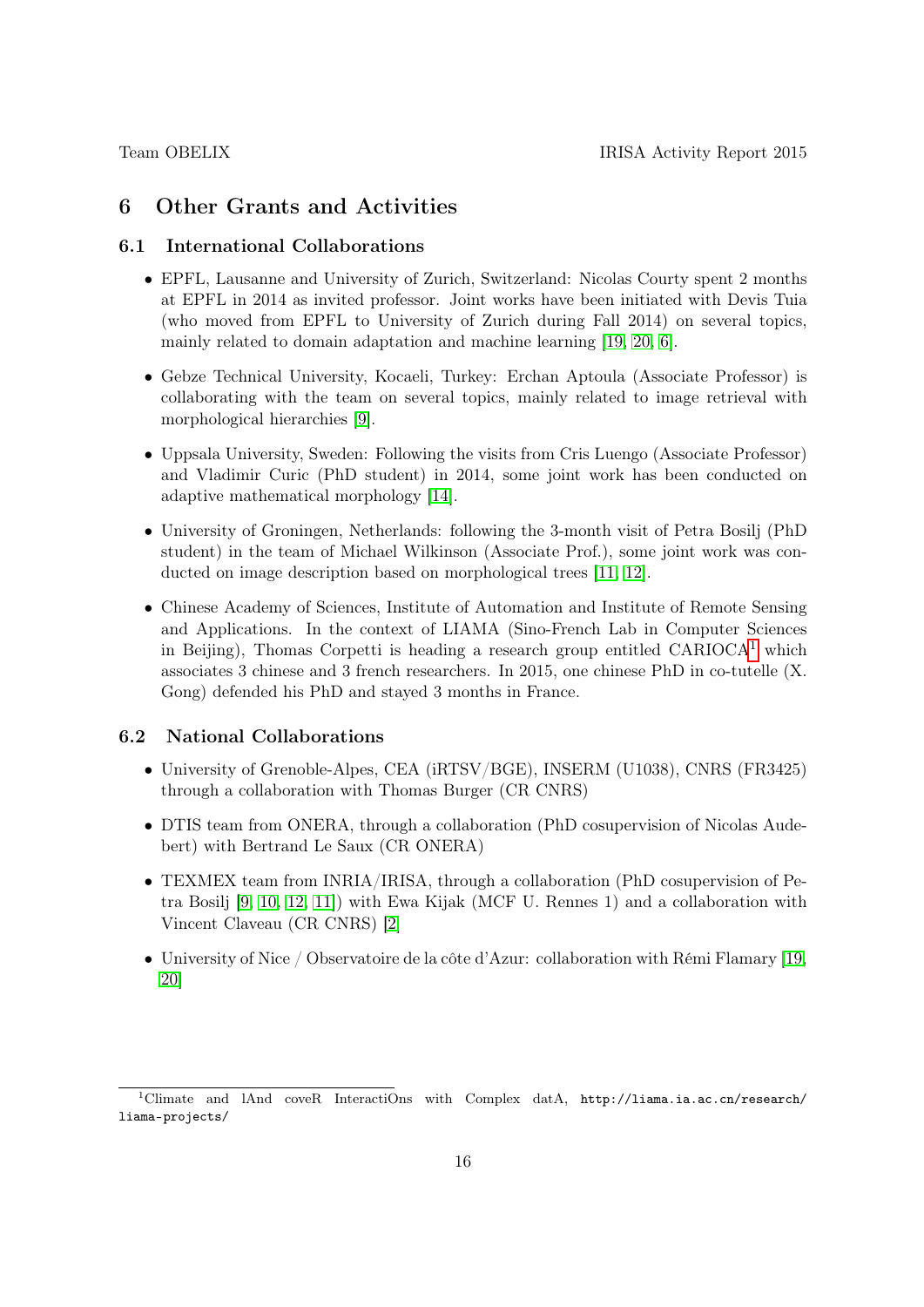# 6 Other Grants and Activities

## 6.1 International Collaborations

- EPFL, Lausanne and University of Zurich, Switzerland: Nicolas Courty spent 2 months at EPFL in 2014 as invited professor. Joint works have been initiated with Devis Tuia (who moved from EPFL to University of Zurich during Fall 2014) on several topics, mainly related to domain adaptation and machine learning [19, 20, 6].
- Gebze Technical University, Kocaeli, Turkey: Erchan Aptoula (Associate Professor) is collaborating with the team on several topics, mainly related to image retrieval with morphological hierarchies [9].
- Uppsala University, Sweden: Following the visits from Cris Luengo (Associate Professor) and Vladimir Curic (PhD student) in 2014, some joint work has been conducted on adaptive mathematical morphology [14].
- University of Groningen, Netherlands: following the 3-month visit of Petra Bosilj (PhD student) in the team of Michael Wilkinson (Associate Prof.), some joint work was conducted on image description based on morphological trees [11, 12].
- Chinese Academy of Sciences, Institute of Automation and Institute of Remote Sensing and Applications. In the context of LIAMA (Sino-French Lab in Computer Sciences in Beijing), Thomas Corpetti is heading a research group entitled CARIOCA[1] which associates 3 chinese and 3 french researchers. In 2015, one chinese PhD in co-tutelle (X. Gong) defended his PhD and stayed 3 months in France.

## 6.2 National Collaborations

- University of Grenoble-Alpes, CEA (iRTSV/BGE), INSERM (U1038), CNRS (FR3425) through a collaboration with Thomas Burger (CR CNRS)
- DTIS team from ONERA, through a collaboration (PhD cosupervision of Nicolas Audebert) with Bertrand Le Saux (CR ONERA)
- TEXMEX team from INRIA/IRISA, through a collaboration (PhD cosupervision of Petra Bosilj [9, 10, 12, 11]) with Ewa Kijak (MCF U. Rennes 1) and a collaboration with Vincent Claveau (CR CNRS) [2]
- University of Nice / Observatoire de la côte d'Azur: collaboration with Rémi Flamary [19, 20]

[1] Climate and lAnd coveR InteractiOns with Complex datA, http://liama.ia.ac.cn/research/liama-projects/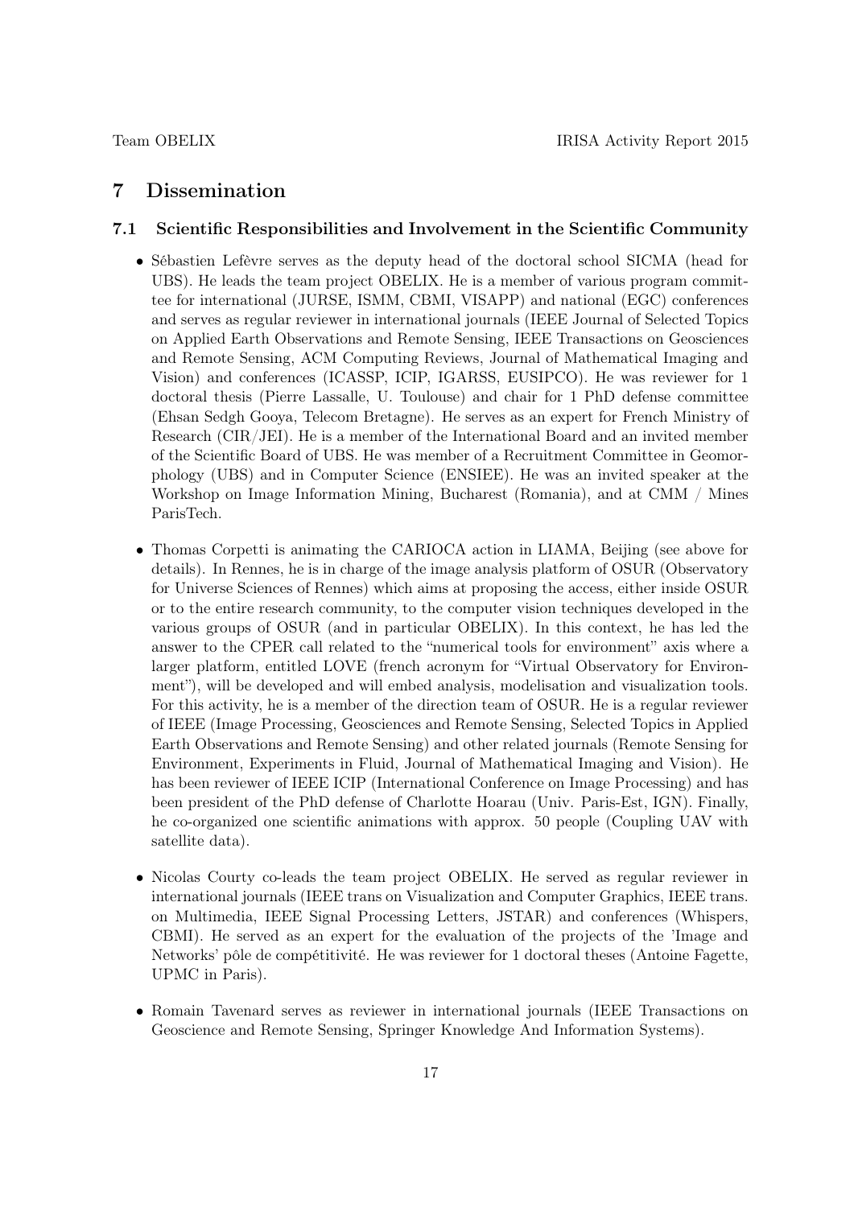# 7 Dissemination

## 7.1 Scientific Responsibilities and Involvement in the Scientific Community

- Sébastien Lefèvre serves as the deputy head of the doctoral school SICMA (head for UBS). He leads the team project OBELIX. He is a member of various program committee for international (JURSE, ISMM, CBMI, VISAPP) and national (EGC) conferences and serves as regular reviewer in international journals (IEEE Journal of Selected Topics on Applied Earth Observations and Remote Sensing, IEEE Transactions on Geosciences and Remote Sensing, ACM Computing Reviews, Journal of Mathematical Imaging and Vision) and conferences (ICASSP, ICIP, IGARSS, EUSIPCO). He was reviewer for 1 doctoral thesis (Pierre Lassalle, U. Toulouse) and chair for 1 PhD defense committee (Ehsan Sedgh Gooya, Telecom Bretagne). He serves as an expert for French Ministry of Research (CIR/JEI). He is a member of the International Board and an invited member of the Scientific Board of UBS. He was member of a Recruitment Committee in Geomorphology (UBS) and in Computer Science (ENSIEE). He was an invited speaker at the Workshop on Image Information Mining, Bucharest (Romania), and at CMM / Mines ParisTech.

- Thomas Corpetti is animating the CARIOCA action in LIAMA, Beijing (see above for details). In Rennes, he is in charge of the image analysis platform of OSUR (Observatory for Universe Sciences of Rennes) which aims at proposing the access, either inside OSUR or to the entire research community, to the computer vision techniques developed in the various groups of OSUR (and in particular OBELIX). In this context, he has led the answer to the CPER call related to the "numerical tools for environment" axis where a larger platform, entitled LOVE (french acronym for "Virtual Observatory for Environment"), will be developed and will embed analysis, modelisation and visualization tools. For this activity, he is a member of the direction team of OSUR. He is a regular reviewer of IEEE (Image Processing, Geosciences and Remote Sensing, Selected Topics in Applied Earth Observations and Remote Sensing) and other related journals (Remote Sensing for Environment, Experiments in Fluid, Journal of Mathematical Imaging and Vision). He has been reviewer of IEEE ICIP (International Conference on Image Processing) and has been president of the PhD defense of Charlotte Hoarau (Univ. Paris-Est, IGN). Finally, he co-organized one scientific animations with approx. 50 people (Coupling UAV with satellite data).

- Nicolas Courty co-leads the team project OBELIX. He served as regular reviewer in international journals (IEEE trans on Visualization and Computer Graphics, IEEE trans. on Multimedia, IEEE Signal Processing Letters, JSTAR) and conferences (Whispers, CBMI). He served as an expert for the evaluation of the projects of the 'Image and Networks' pôle de compétitivité. He was reviewer for 1 doctoral theses (Antoine Fagette, UPMC in Paris).

- Romain Tavenard serves as reviewer in international journals (IEEE Transactions on Geoscience and Remote Sensing, Springer Knowledge And Information Systems).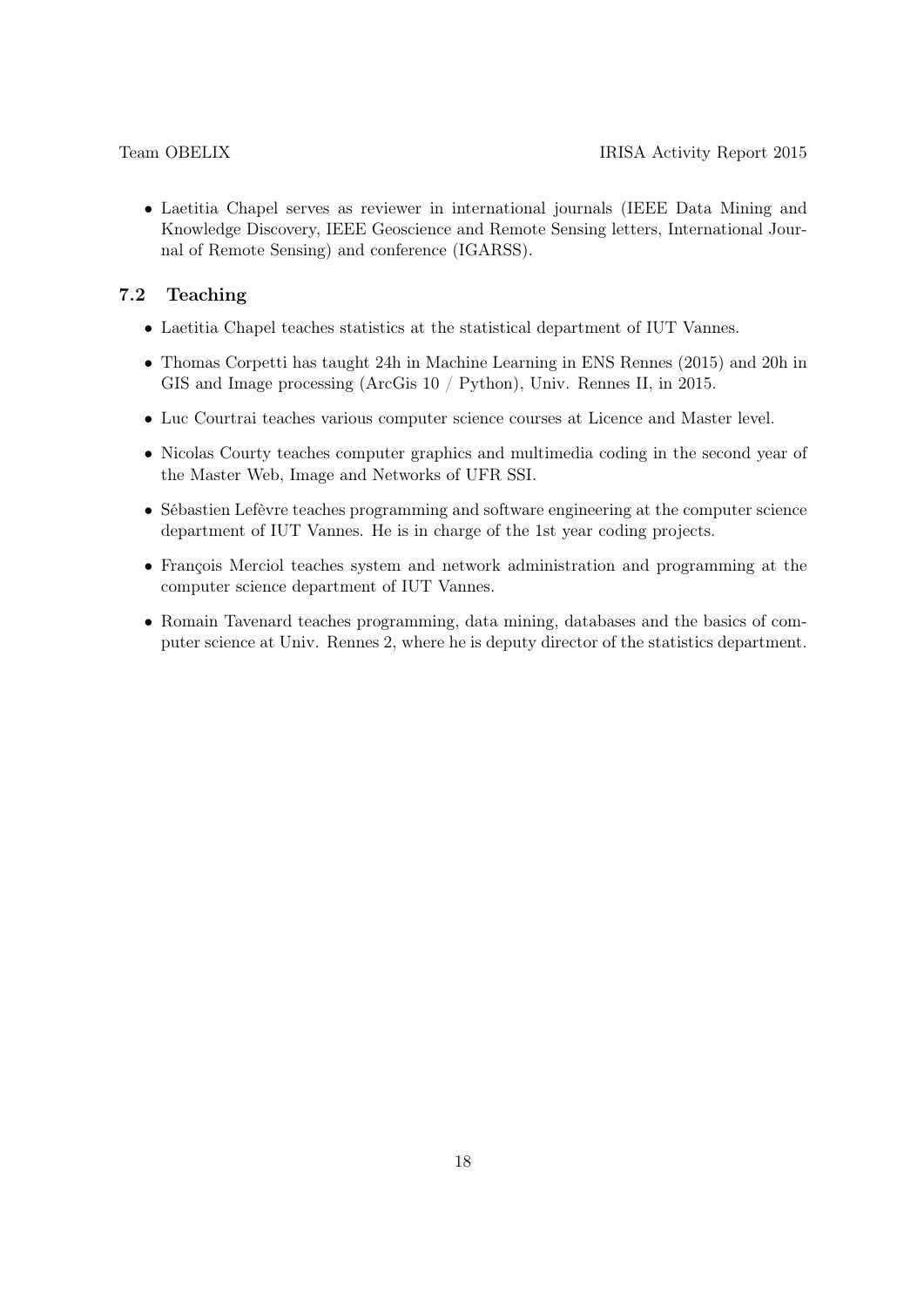- Laetitia Chapel serves as reviewer in international journals (IEEE Data Mining and Knowledge Discovery, IEEE Geoscience and Remote Sensing letters, International Journal of Remote Sensing) and conference (IGARSS).

### 7.2 Teaching

- Laetitia Chapel teaches statistics at the statistical department of IUT Vannes.
- Thomas Corpetti has taught 24h in Machine Learning in ENS Rennes (2015) and 20h in GIS and Image processing (ArcGis 10 / Python), Univ. Rennes II, in 2015.
- Luc Courtrai teaches various computer science courses at Licence and Master level.
- Nicolas Courty teaches computer graphics and multimedia coding in the second year of the Master Web, Image and Networks of UFR SSI.
- Sébastien Lefèvre teaches programming and software engineering at the computer science department of IUT Vannes. He is in charge of the 1st year coding projects.
- François Merciol teaches system and network administration and programming at the computer science department of IUT Vannes.
- Romain Tavenard teaches programming, data mining, databases and the basics of computer science at Univ. Rennes 2, where he is deputy director of the statistics department.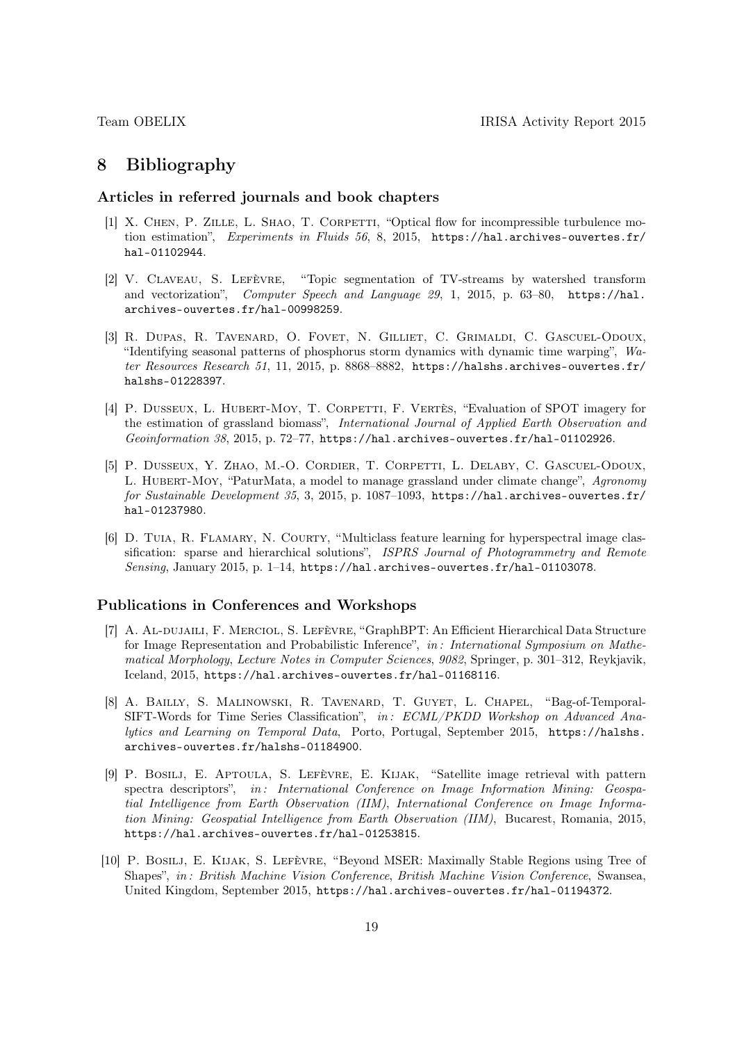# 8 Bibliography

### Articles in referred journals and book chapters

[1] X. Chen, P. Zille, L. Shao, T. Corpetti, "Optical flow for incompressible turbulence motion estimation", *Experiments in Fluids 56*, 8, 2015, https://hal.archives-ouvertes.fr/hal-01102944.

[2] V. Claveau, S. Lefèvre, "Topic segmentation of TV-streams by watershed transform and vectorization", *Computer Speech and Language 29*, 1, 2015, p. 63–80, https://hal.archives-ouvertes.fr/hal-00998259.

[3] R. Dupas, R. Tavenard, O. Fovet, N. Gilliet, C. Grimaldi, C. Gascuel-Odoux, "Identifying seasonal patterns of phosphorus storm dynamics with dynamic time warping", *Water Resources Research 51*, 11, 2015, p. 8868–8882, https://halshs.archives-ouvertes.fr/halshs-01228397.

[4] P. Dusseux, L. Hubert-Moy, T. Corpetti, F. Vertès, "Evaluation of SPOT imagery for the estimation of grassland biomass", *International Journal of Applied Earth Observation and Geoinformation 38*, 2015, p. 72–77, https://hal.archives-ouvertes.fr/hal-01102926.

[5] P. Dusseux, Y. Zhao, M.-O. Cordier, T. Corpetti, L. Delaby, C. Gascuel-Odoux, L. Hubert-Moy, "PaturMata, a model to manage grassland under climate change", *Agronomy for Sustainable Development 35*, 3, 2015, p. 1087–1093, https://hal.archives-ouvertes.fr/hal-01237980.

[6] D. Tuia, R. Flamary, N. Courty, "Multiclass feature learning for hyperspectral image classification: sparse and hierarchical solutions", *ISPRS Journal of Photogrammetry and Remote Sensing*, January 2015, p. 1–14, https://hal.archives-ouvertes.fr/hal-01103078.

### Publications in Conferences and Workshops

[7] A. Al-dujaili, F. Merciol, S. Lefèvre, "GraphBPT: An Efficient Hierarchical Data Structure for Image Representation and Probabilistic Inference", *in: International Symposium on Mathematical Morphology*, *Lecture Notes in Computer Sciences*, *9082*, Springer, p. 301–312, Reykjavik, Iceland, 2015, https://hal.archives-ouvertes.fr/hal-01168116.

[8] A. Bailly, S. Malinowski, R. Tavenard, T. Guyet, L. Chapel, "Bag-of-Temporal-SIFT-Words for Time Series Classification", *in: ECML/PKDD Workshop on Advanced Analytics and Learning on Temporal Data*, Porto, Portugal, September 2015, https://halshs.archives-ouvertes.fr/halshs-01184900.

[9] P. Bosilj, E. Aptoula, S. Lefèvre, E. Kijak, "Satellite image retrieval with pattern spectra descriptors", *in: International Conference on Image Information Mining: Geospatial Intelligence from Earth Observation (IIM)*, *International Conference on Image Information Mining: Geospatial Intelligence from Earth Observation (IIM)*, Bucarest, Romania, 2015, https://hal.archives-ouvertes.fr/hal-01253815.

[10] P. Bosilj, E. Kijak, S. Lefèvre, "Beyond MSER: Maximally Stable Regions using Tree of Shapes", *in: British Machine Vision Conference*, *British Machine Vision Conference*, Swansea, United Kingdom, September 2015, https://hal.archives-ouvertes.fr/hal-01194372.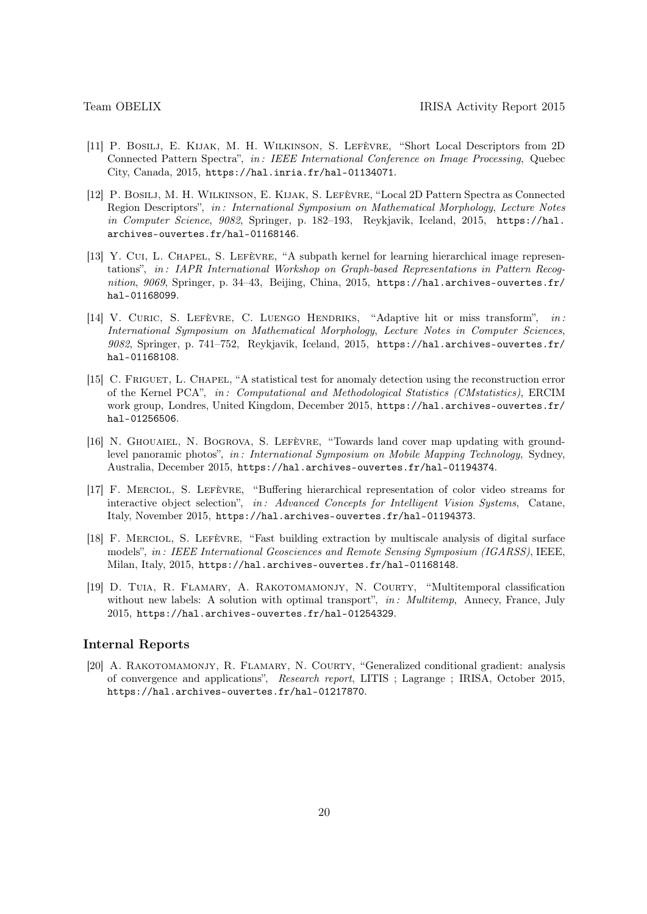[11] P. Bosilj, E. Kijak, M. H. Wilkinson, S. Lefèvre, "Short Local Descriptors from 2D Connected Pattern Spectra", *in : IEEE International Conference on Image Processing*, Quebec City, Canada, 2015, https://hal.inria.fr/hal-01134071.

[12] P. Bosilj, M. H. Wilkinson, E. Kijak, S. Lefèvre, "Local 2D Pattern Spectra as Connected Region Descriptors", *in : International Symposium on Mathematical Morphology*, *Lecture Notes in Computer Science*, *9082*, Springer, p. 182–193, Reykjavik, Iceland, 2015, https://hal.archives-ouvertes.fr/hal-01168146.

[13] Y. Cui, L. Chapel, S. Lefèvre, "A subpath kernel for learning hierarchical image representations", *in : IAPR International Workshop on Graph-based Representations in Pattern Recognition*, *9069*, Springer, p. 34–43, Beijing, China, 2015, https://hal.archives-ouvertes.fr/hal-01168099.

[14] V. Curic, S. Lefèvre, C. Luengo Hendriks, "Adaptive hit or miss transform", *in : International Symposium on Mathematical Morphology*, *Lecture Notes in Computer Sciences*, *9082*, Springer, p. 741–752, Reykjavik, Iceland, 2015, https://hal.archives-ouvertes.fr/hal-01168108.

[15] C. Friguet, L. Chapel, "A statistical test for anomaly detection using the reconstruction error of the Kernel PCA", *in : Computational and Methodological Statistics (CMstatistics)*, ERCIM work group, Londres, United Kingdom, December 2015, https://hal.archives-ouvertes.fr/hal-01256506.

[16] N. Ghouaiel, N. Bogrova, S. Lefèvre, "Towards land cover map updating with ground-level panoramic photos", *in : International Symposium on Mobile Mapping Technology*, Sydney, Australia, December 2015, https://hal.archives-ouvertes.fr/hal-01194374.

[17] F. Merciol, S. Lefèvre, "Buffering hierarchical representation of color video streams for interactive object selection", *in : Advanced Concepts for Intelligent Vision Systems*, Catane, Italy, November 2015, https://hal.archives-ouvertes.fr/hal-01194373.

[18] F. Merciol, S. Lefèvre, "Fast building extraction by multiscale analysis of digital surface models", *in : IEEE International Geosciences and Remote Sensing Symposium (IGARSS)*, IEEE, Milan, Italy, 2015, https://hal.archives-ouvertes.fr/hal-01168148.

[19] D. Tuia, R. Flamary, A. Rakotomamonjy, N. Courty, "Multitemporal classification without new labels: A solution with optimal transport", *in : Multitemp*, Annecy, France, July 2015, https://hal.archives-ouvertes.fr/hal-01254329.

### Internal Reports

[20] A. Rakotomamonjy, R. Flamary, N. Courty, "Generalized conditional gradient: analysis of convergence and applications", *Research report*, LITIS ; Lagrange ; IRISA, October 2015, https://hal.archives-ouvertes.fr/hal-01217870.